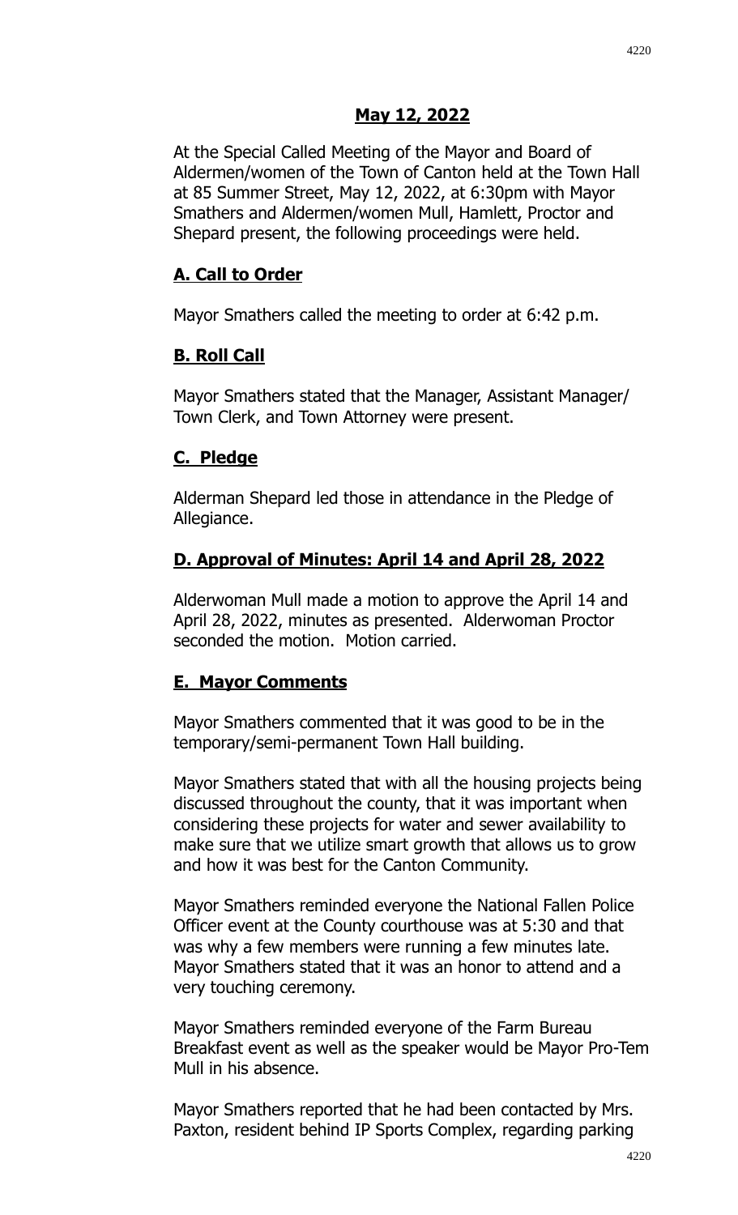## May 12, 2022

At the Special Called Meeting of the Mayor and Board of Aldermen/women of the Town of Canton held at the Town Hall at 85 Summer Street, May 12, 2022, at 6:30pm with Mayor Smathers and Aldermen/women Mull, Hamlett, Proctor and Shepard present, the following proceedings were held.

### A. Call to Order

Mayor Smathers called the meeting to order at 6:42 p.m.

### B. Roll Call

Mayor Smathers stated that the Manager, Assistant Manager/ Town Clerk, and Town Attorney were present.

### C. Pledge

Alderman Shepard led those in attendance in the Pledge of Allegiance.

### D. Approval of Minutes: April 14 and April 28, 2022

Alderwoman Mull made a motion to approve the April 14 and April 28, 2022, minutes as presented. Alderwoman Proctor seconded the motion. Motion carried.

### E. Mayor Comments

Mayor Smathers commented that it was good to be in the temporary/semi-permanent Town Hall building.

Mayor Smathers stated that with all the housing projects being discussed throughout the county, that it was important when considering these projects for water and sewer availability to make sure that we utilize smart growth that allows us to grow and how it was best for the Canton Community.

Mayor Smathers reminded everyone the National Fallen Police Officer event at the County courthouse was at 5:30 and that was why a few members were running a few minutes late. Mayor Smathers stated that it was an honor to attend and a very touching ceremony.

Mayor Smathers reminded everyone of the Farm Bureau Breakfast event as well as the speaker would be Mayor Pro-Tem Mull in his absence.

Mayor Smathers reported that he had been contacted by Mrs. Paxton, resident behind IP Sports Complex, regarding parking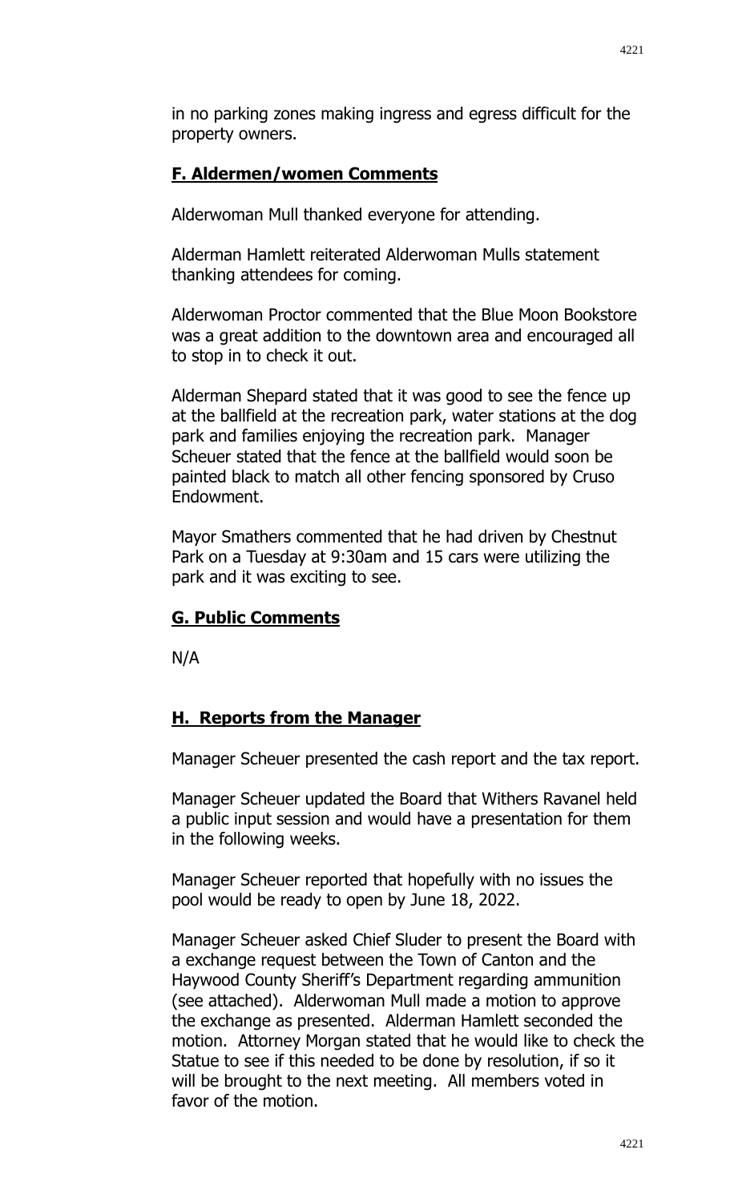in no parking zones making ingress and egress difficult for the property owners.

## F. Aldermen/women Comments

Alderwoman Mull thanked everyone for attending.

Alderman Hamlett reiterated Alderwoman Mulls statement thanking attendees for coming.

Alderwoman Proctor commented that the Blue Moon Bookstore was a great addition to the downtown area and encouraged all to stop in to check it out.

Alderman Shepard stated that it was good to see the fence up at the ballfield at the recreation park, water stations at the dog park and families enjoying the recreation park. Manager Scheuer stated that the fence at the ballfield would soon be painted black to match all other fencing sponsored by Cruso Endowment.

Mayor Smathers commented that he had driven by Chestnut Park on a Tuesday at 9:30am and 15 cars were utilizing the park and it was exciting to see.

## G. Public Comments

N/A

## H. Reports from the Manager

Manager Scheuer presented the cash report and the tax report.

Manager Scheuer updated the Board that Withers Ravanel held a public input session and would have a presentation for them in the following weeks.

Manager Scheuer reported that hopefully with no issues the pool would be ready to open by June 18, 2022.

Manager Scheuer asked Chief Sluder to present the Board with a exchange request between the Town of Canton and the Haywood County Sheriff's Department regarding ammunition (see attached). Alderwoman Mull made a motion to approve the exchange as presented. Alderman Hamlett seconded the motion. Attorney Morgan stated that he would like to check the Statue to see if this needed to be done by resolution, if so it will be brought to the next meeting. All members voted in favor of the motion.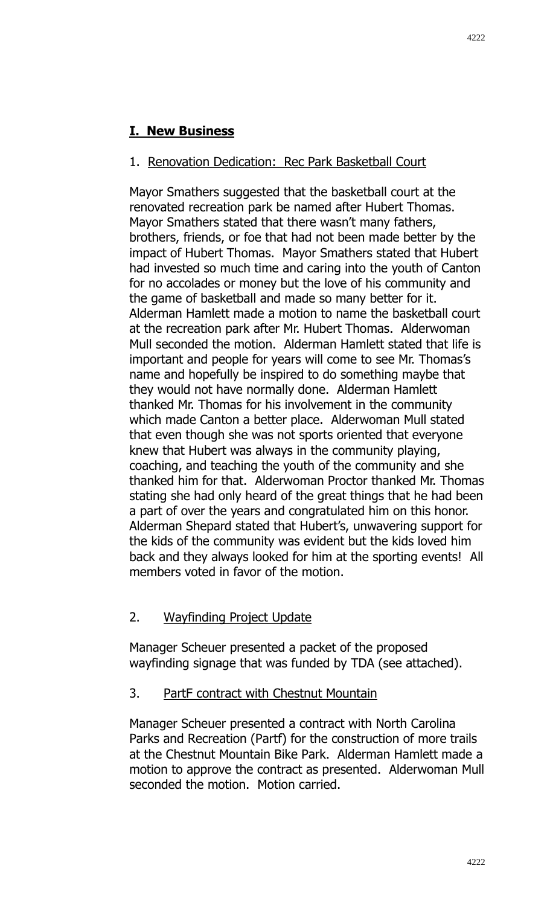## **I. New Business**

1. Renovation Dedication: Rec Park Basketball Court

Mayor Smathers suggested that the basketball court at the renovated recreation park be named after Hubert Thomas. Mayor Smathers stated that there wasn't many fathers, brothers, friends, or foe that had not been made better by the impact of Hubert Thomas. Mayor Smathers stated that Hubert had invested so much time and caring into the youth of Canton for no accolades or money but the love of his community and the game of basketball and made so many better for it. Alderman Hamlett made a motion to name the basketball court at the recreation park after Mr. Hubert Thomas. Alderwoman Mull seconded the motion. Alderman Hamlett stated that life is important and people for years will come to see Mr. Thomas's name and hopefully be inspired to do something maybe that they would not have normally done. Alderman Hamlett thanked Mr. Thomas for his involvement in the community which made Canton a better place. Alderwoman Mull stated that even though she was not sports oriented that everyone knew that Hubert was always in the community playing, coaching, and teaching the youth of the community and she thanked him for that. Alderwoman Proctor thanked Mr. Thomas stating she had only heard of the great things that he had been a part of over the years and congratulated him on this honor. Alderman Shepard stated that Hubert's, unwavering support for the kids of the community was evident but the kids loved him back and they always looked for him at the sporting events! All members voted in favor of the motion.

2. Wayfinding Project Update

Manager Scheuer presented a packet of the proposed wayfinding signage that was funded by TDA (see attached).

3. PartF contract with Chestnut Mountain

Manager Scheuer presented a contract with North Carolina Parks and Recreation (Partf) for the construction of more trails at the Chestnut Mountain Bike Park. Alderman Hamlett made a motion to approve the contract as presented. Alderwoman Mull seconded the motion. Motion carried.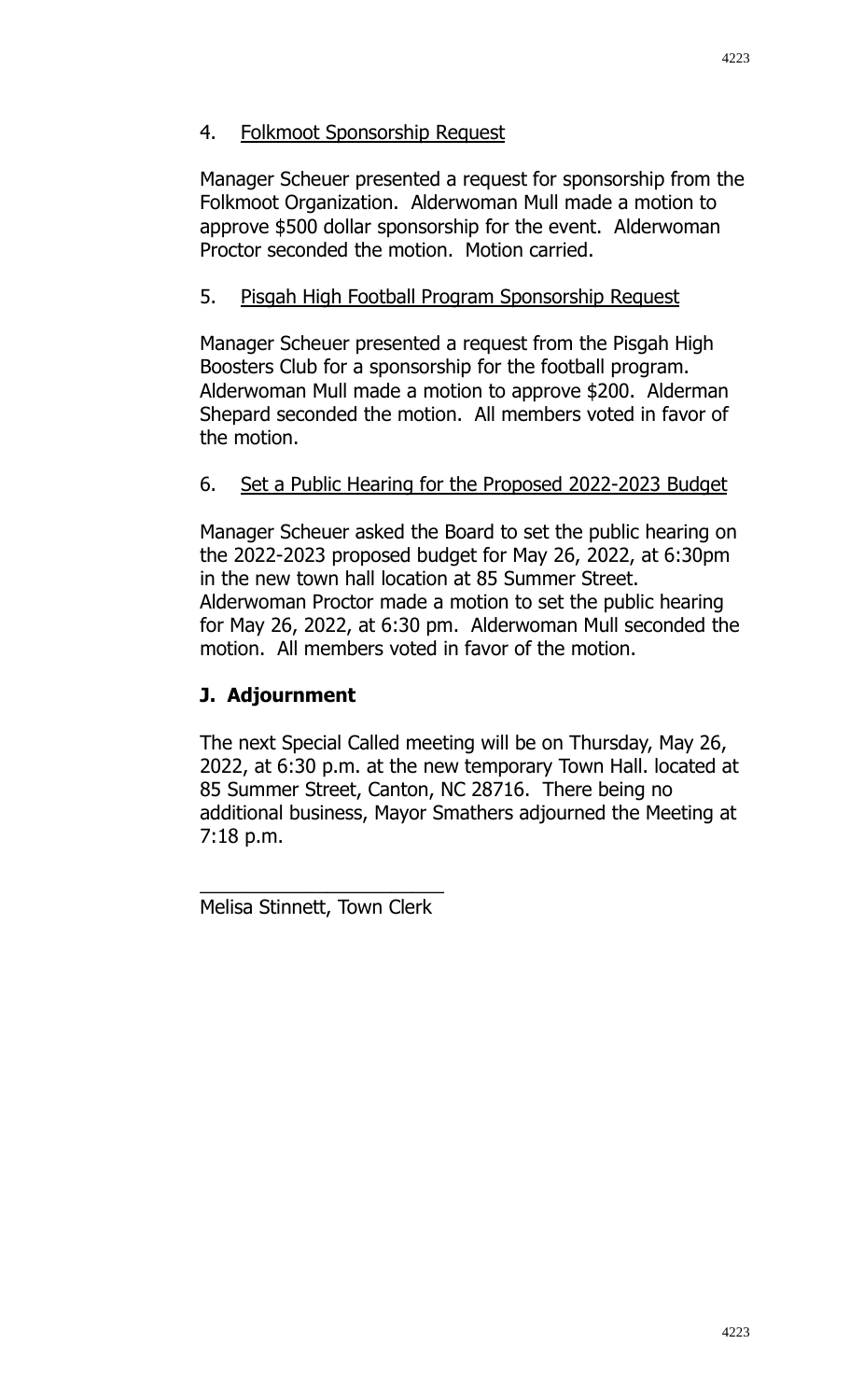4. Folkmoot Sponsorship Request

Manager Scheuer presented a request for sponsorship from the Folkmoot Organization. Alderwoman Mull made a motion to approve $500 dollar sponsorship for the event. Alderwoman Proctor seconded the motion. Motion carried.

5. Pisgah High Football Program Sponsorship Request

Manager Scheuer presented a request from the Pisgah High Boosters Club for a sponsorship for the football program. Alderwoman Mull made a motion to approve $200. Alderman Shepard seconded the motion. All members voted in favor of the motion.

6. Set a Public Hearing for the Proposed 2022-2023 Budget

Manager Scheuer asked the Board to set the public hearing on the 2022-2023 proposed budget for May 26, 2022, at 6:30pm in the new town hall location at 85 Summer Street. Alderwoman Proctor made a motion to set the public hearing for May 26, 2022, at 6:30 pm. Alderwoman Mull seconded the motion. All members voted in favor of the motion.

## J. Adjournment

The next Special Called meeting will be on Thursday, May 26, 2022, at 6:30 p.m. at the new temporary Town Hall. located at 85 Summer Street, Canton, NC 28716. There being no additional business, Mayor Smathers adjourned the Meeting at 7:18 p.m.

\_\_\_\_\_\_\_\_\_\_\_\_\_\_\_\_\_\_\_\_\_\_\_

Melisa Stinnett, Town Clerk